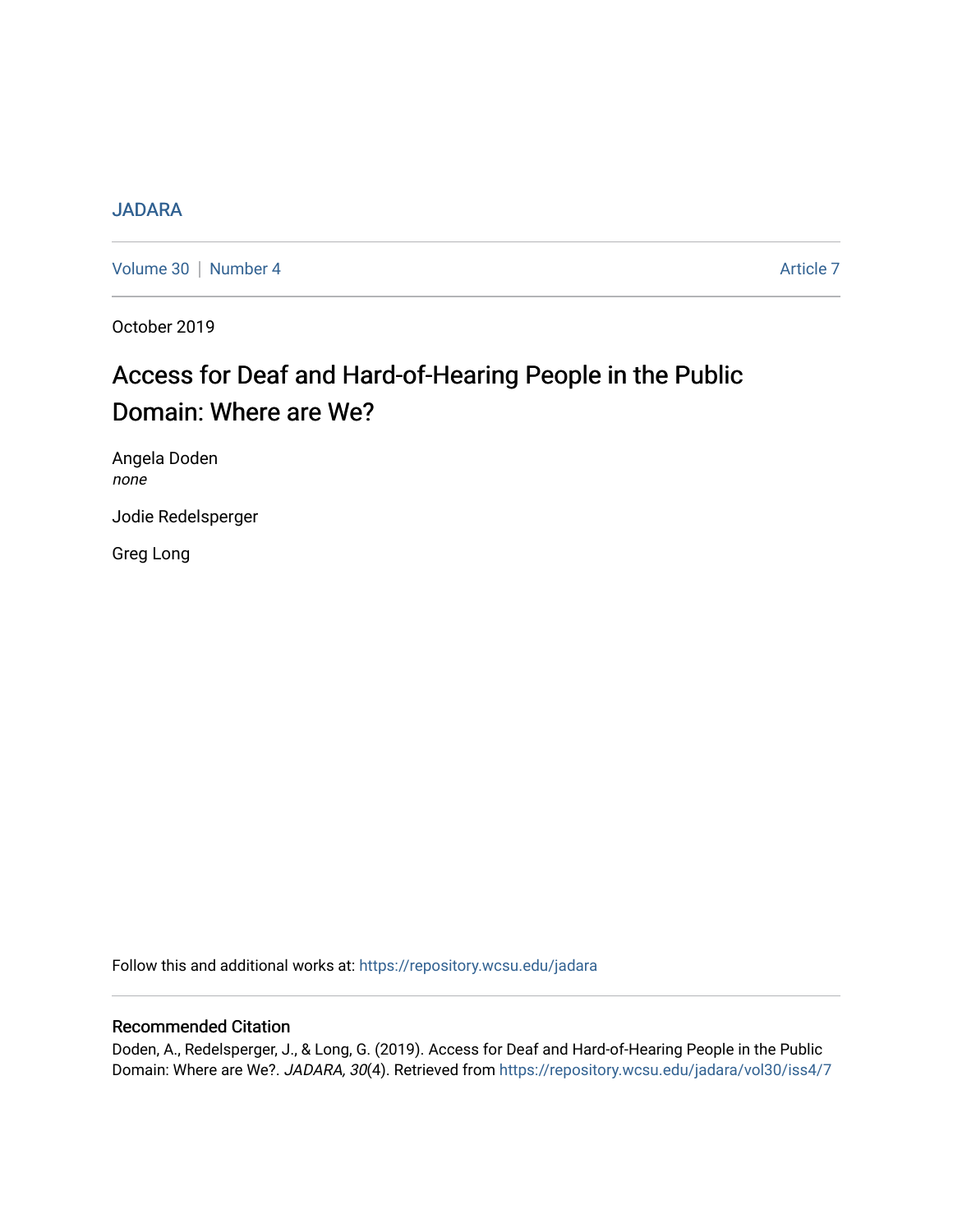JADARA

Volume 30 | Number 4 Article 7

October 2019

# Access for Deaf and Hard-of-Hearing People in the Public Domain: Where are We?

Angela Doden
*none*

Jodie Redelsperger

Greg Long

Follow this and additional works at: https://repository.wcsu.edu/jadara

## Recommended Citation

Doden, A., Redelsperger, J., & Long, G. (2019). Access for Deaf and Hard-of-Hearing People in the Public Domain: Where are We?. *JADARA, 30*(4). Retrieved from https://repository.wcsu.edu/jadara/vol30/iss4/7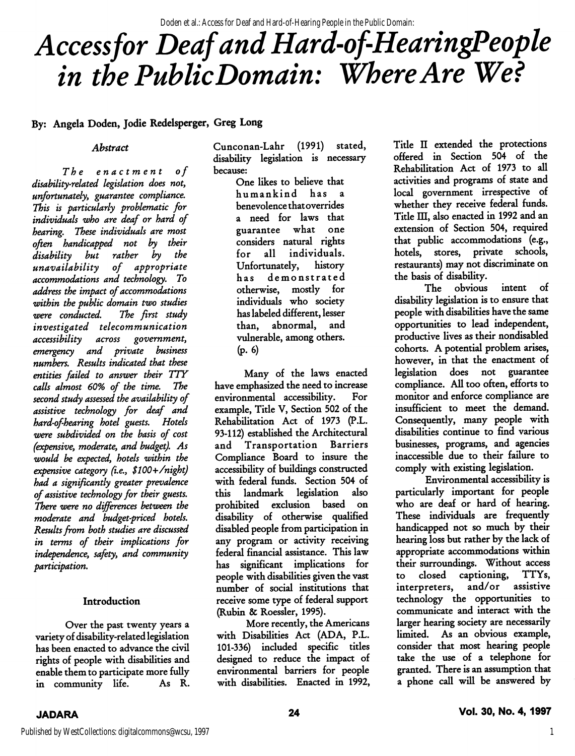# Access for Deaf and Hard-of-Hearing People in the Public Domain: Where Are We?

By: Angela Doden, Jodie Redelsperger, Greg Long

### Abstract

*The enactment of disability-related legislation does not, unfortunately, guarantee compliance. This is particularly problematic for individuals who are deaf or hard of hearing. These individuals are most often handicapped not by their disability but rather by the unavailability of appropriate accommodations and technology. To address the impact of accommodations within the public domain two studies were conducted. The first study investigated telecommunication accessibility across government, emergency and private business numbers. Results indicated that these entities failed to answer their TTY calls almost 60% of the time. The second study assessed the availability of assistive technology for deaf and hard-of-hearing hotel guests. Hotels were subdivided on the basis of cost (expensive, moderate, and budget). As would be expected, hotels within the expensive category (i.e., $100+/night) had a significantly greater prevalence of assistive technology for their guests. There were no differences between the moderate and budget-priced hotels. Results from both studies are discussed in terms of their implications for independence, safety, and community participation.*

### Introduction

Over the past twenty years a variety of disability-related legislation has been enacted to advance the civil rights of people with disabilities and enable them to participate more fully in community life. As R. Cunconan-Lahr (1991) stated, disability legislation is necessary because:

> One likes to believe that humankind has a benevolence that overrides a need for laws that guarantee what one considers natural rights for all individuals. Unfortunately, history has demonstrated otherwise, mostly for individuals who society has labeled different, lesser than, abnormal, and vulnerable, among others. (p. 6)

Many of the laws enacted have emphasized the need to increase environmental accessibility. For example, Title V, Section 502 of the Rehabilitation Act of 1973 (P.L. 93-112) established the Architectural and Transportation Barriers Compliance Board to insure the accessibility of buildings constructed with federal funds. Section 504 of this landmark legislation also prohibited exclusion based on disability of otherwise qualified disabled people from participation in any program or activity receiving federal financial assistance. This law has significant implications for people with disabilities given the vast number of social institutions that receive some type of federal support (Rubin & Roessler, 1995).

More recently, the Americans with Disabilities Act (ADA, P.L. 101-336) included specific titles designed to reduce the impact of environmental barriers for people with disabilities. Enacted in 1992, Title II extended the protections offered in Section 504 of the Rehabilitation Act of 1973 to all activities and programs of state and local government irrespective of whether they receive federal funds. Title III, also enacted in 1992 and an extension of Section 504, required that public accommodations (e.g., hotels, stores, private schools, restaurants) may not discriminate on the basis of disability.

The obvious intent of disability legislation is to ensure that people with disabilities have the same opportunities to lead independent, productive lives as their nondisabled cohorts. A potential problem arises, however, in that the enactment of legislation does not guarantee compliance. All too often, efforts to monitor and enforce compliance are insufficient to meet the demand. Consequently, many people with disabilities continue to find various businesses, programs, and agencies inaccessible due to their failure to comply with existing legislation.

Environmental accessibility is particularly important for people who are deaf or hard of hearing. These individuals are frequently handicapped not so much by their hearing loss but rather by the lack of appropriate accommodations within their surroundings. Without access to closed captioning, TTYs, interpreters, and/or assistive technology the opportunities to communicate and interact with the larger hearing society are necessarily limited. As an obvious example, consider that most hearing people take the use of a telephone for granted. There is an assumption that a phone call will be answered by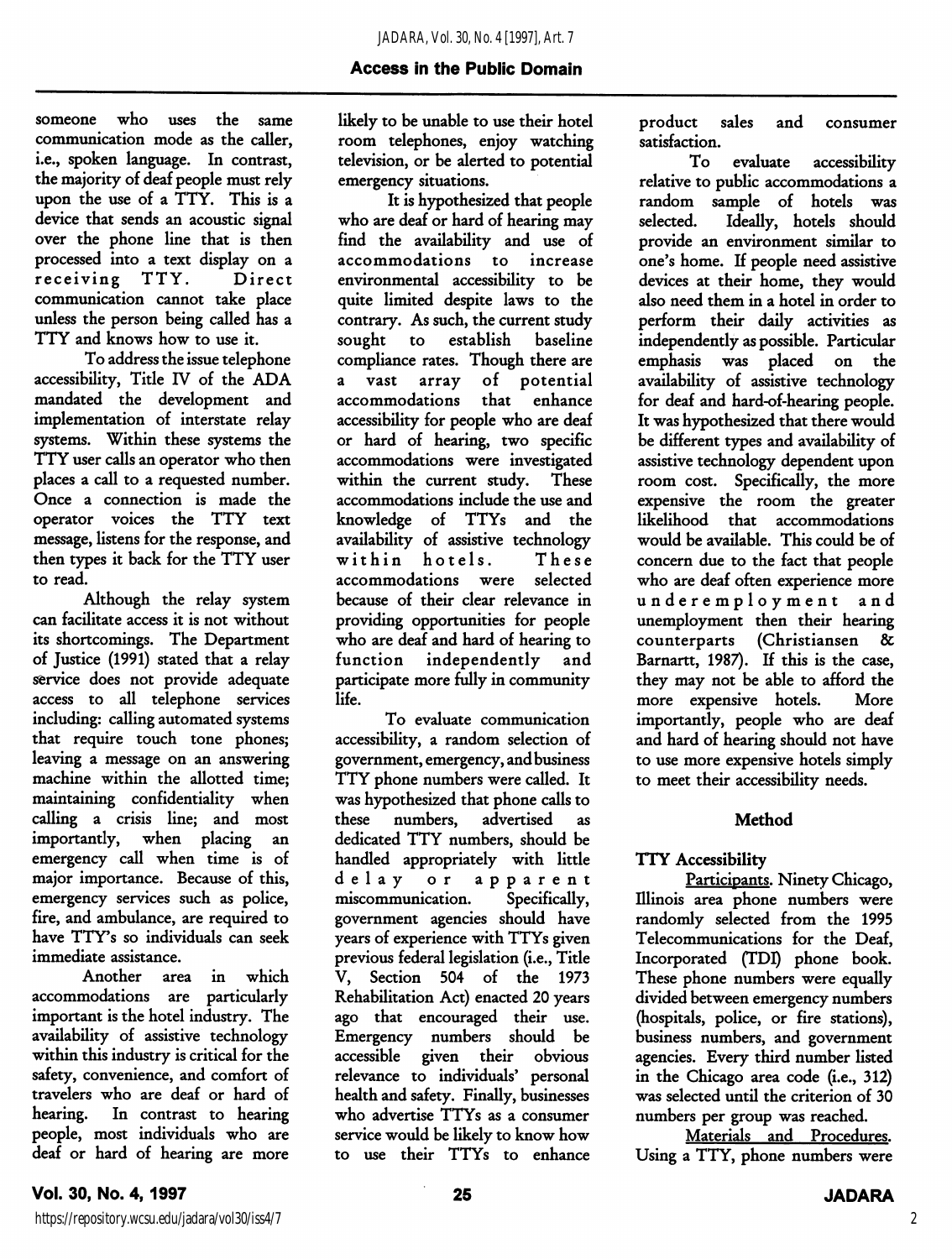someone who uses the same communication mode as the caller, i.e., spoken language. In contrast, the majority of deaf people must rely upon the use of a TTY. This is a device that sends an acoustic signal over the phone line that is then processed into a text display on a receiving TTY. Direct communication cannot take place unless the person being called has a TTY and knows how to use it.

To address the issue telephone accessibility, Title IV of the ADA mandated the development and implementation of interstate relay systems. Within these systems the TTY user calls an operator who then places a call to a requested number. Once a connection is made the operator voices the TTY text message, listens for the response, and then types it back for the TTY user to read.

Although the relay system can facilitate access it is not without its shortcomings. The Department of Justice (1991) stated that a relay service does not provide adequate access to all telephone services including: calling automated systems that require touch tone phones; leaving a message on an answering machine within the allotted time; maintaining confidentiality when calling a crisis line; and most importantly, when placing an emergency call when time is of major importance. Because of this, emergency services such as police, fire, and ambulance, are required to have TTY's so individuals can seek immediate assistance.

Another area in which accommodations are particularly important is the hotel industry. The availability of assistive technology within this industry is critical for the safety, convenience, and comfort of travelers who are deaf or hard of hearing. In contrast to hearing people, most individuals who are deaf or hard of hearing are more likely to be unable to use their hotel room telephones, enjoy watching television, or be alerted to potential emergency situations.

It is hypothesized that people who are deaf or hard of hearing may find the availability and use of accommodations to increase environmental accessibility to be quite limited despite laws to the contrary. As such, the current study sought to establish baseline compliance rates. Though there are a vast array of potential accommodations that enhance accessibility for people who are deaf or hard of hearing, two specific accommodations were investigated within the current study. These accommodations include the use and knowledge of TTYs and the availability of assistive technology within hotels. These accommodations were selected because of their clear relevance in providing opportunities for people who are deaf and hard of hearing to function independently and participate more fully in community life.

To evaluate communication accessibility, a random selection of government, emergency, and business TTY phone numbers were called. It was hypothesized that phone calls to these numbers, advertised as dedicated TTY numbers, should be handled appropriately with little delay or apparent miscommunication. Specifically, government agencies should have years of experience with TTYs given previous federal legislation (i.e., Title V, Section 504 of the 1973 Rehabilitation Act) enacted 20 years ago that encouraged their use. Emergency numbers should be accessible given their obvious relevance to individuals' personal health and safety. Finally, businesses who advertise TTYs as a consumer service would be likely to know how to use their TTYs to enhance product sales and consumer satisfaction.

To evaluate accessibility relative to public accommodations a random sample of hotels was selected. Ideally, hotels should provide an environment similar to one's home. If people need assistive devices at their home, they would also need them in a hotel in order to perform their daily activities as independently as possible. Particular emphasis was placed on the availability of assistive technology for deaf and hard-of-hearing people. It was hypothesized that there would be different types and availability of assistive technology dependent upon room cost. Specifically, the more expensive the room the greater likelihood that accommodations would be available. This could be of concern due to the fact that people who are deaf often experience more underemployment and unemployment then their hearing counterparts (Christiansen & Barnartt, 1987). If this is the case, they may not be able to afford the more expensive hotels. More importantly, people who are deaf and hard of hearing should not have to use more expensive hotels simply to meet their accessibility needs.

## Method

### TTY Accessibility

Participants. Ninety Chicago, Illinois area phone numbers were randomly selected from the 1995 Telecommunications for the Deaf, Incorporated (TDI) phone book. These phone numbers were equally divided between emergency numbers (hospitals, police, or fire stations), business numbers, and government agencies. Every third number listed in the Chicago area code (i.e., 312) was selected until the criterion of 30 numbers per group was reached.

Materials and Procedures. Using a TTY, phone numbers were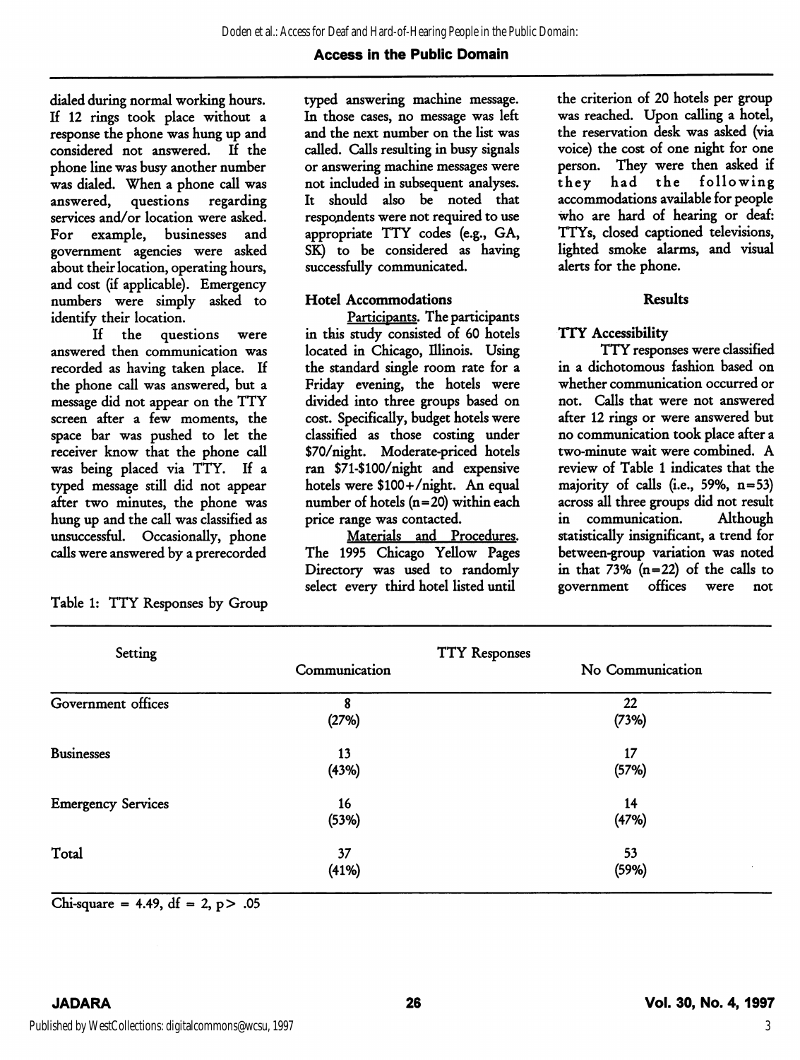dialed during normal working hours. If 12 rings took place without a response the phone was hung up and considered not answered. If the phone line was busy another number was dialed. When a phone call was answered, questions regarding services and/or location were asked. For example, businesses and government agencies were asked about their location, operating hours, and cost (if applicable). Emergency numbers were simply asked to identify their location.

If the questions were answered then communication was recorded as having taken place. If the phone call was answered, but a message did not appear on the TTY screen after a few moments, the space bar was pushed to let the receiver know that the phone call was being placed via TTY. If a typed message still did not appear after two minutes, the phone was hung up and the call was classified as unsuccessful. Occasionally, phone calls were answered by a prerecorded typed answering machine message. In those cases, no message was left and the next number on the list was called. Calls resulting in busy signals or answering machine messages were not included in subsequent analyses. It should also be noted that respondents were not required to use appropriate TTY codes (e.g., GA, SK) to be considered as having successfully communicated.

### Hotel Accommodations

Participants. The participants in this study consisted of 60 hotels located in Chicago, Illinois. Using the standard single room rate for a Friday evening, the hotels were divided into three groups based on cost. Specifically, budget hotels were classified as those costing under $70/night. Moderate-priced hotels ran $71-$100/night and expensive hotels were $100+/night. An equal number of hotels (n=20) within each price range was contacted.

Materials and Procedures. The 1995 Chicago Yellow Pages Directory was used to randomly select every third hotel listed until the criterion of 20 hotels per group was reached. Upon calling a hotel, the reservation desk was asked (via voice) the cost of one night for one person. They were then asked if they had the following accommodations available for people who are hard of hearing or deaf: TTYs, closed captioned televisions, lighted smoke alarms, and visual alerts for the phone.

## Results

### TTY Accessibility

TTY responses were classified in a dichotomous fashion based on whether communication occurred or not. Calls that were not answered after 12 rings or were answered but no communication took place after a two-minute wait were combined. A review of Table 1 indicates that the majority of calls (i.e., 59%, n=53) across all three groups did not result in communication. Although statistically insignificant, a trend for between-group variation was noted in that 73% (n=22) of the calls to government offices were not

Table 1: TTY Responses by Group

| Setting | TTY Responses | |
|---|---|---|
| | Communication | No Communication |
| Government offices | 8 (27%) | 22 (73%) |
| Businesses | 13 (43%) | 17 (57%) |
| Emergency Services | 16 (53%) | 14 (47%) |
| Total | 37 (41%) | 53 (59%) |

Chi-square = 4.49, df = 2, $p > .05$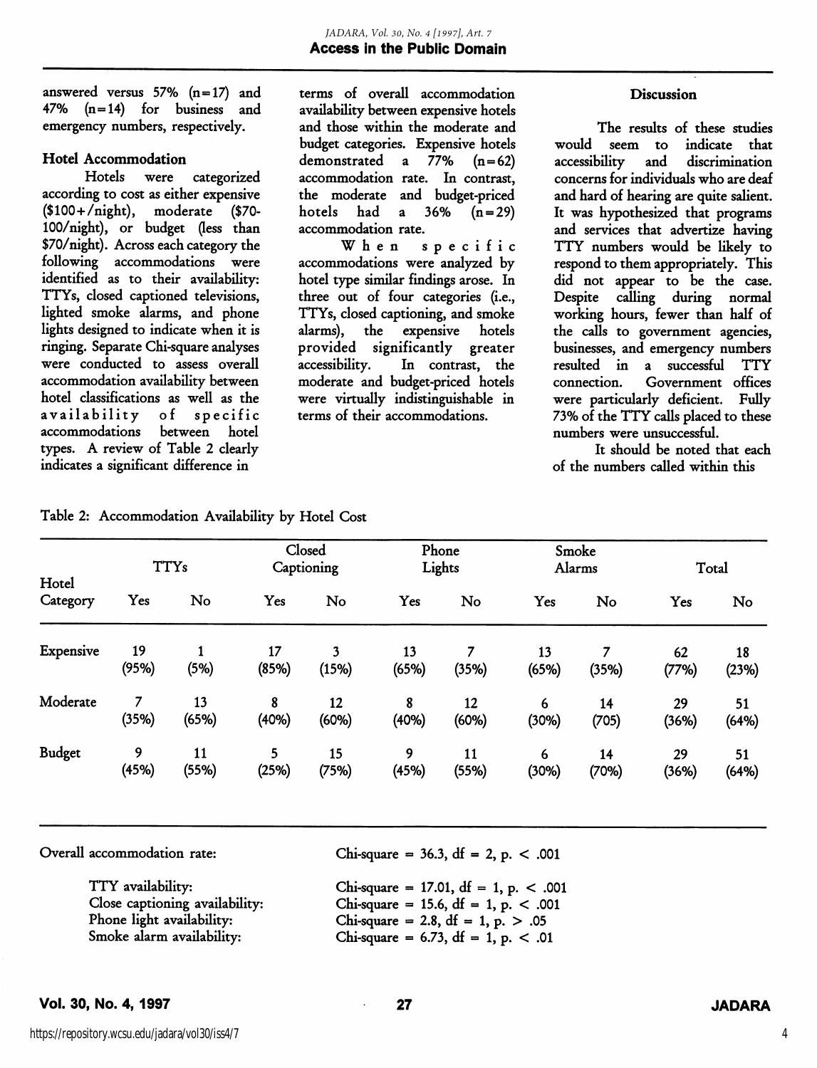answered versus 57% (n=17) and 47% (n=14) for business and emergency numbers, respectively.

### Hotel Accommodation

Hotels were categorized according to cost as either expensive ($100+/night), moderate ($70-100/night), or budget (less than $70/night). Across each category the following accommodations were identified as to their availability: TTYs, closed captioned televisions, lighted smoke alarms, and phone lights designed to indicate when it is ringing. Separate Chi-square analyses were conducted to assess overall accommodation availability between hotel classifications as well as the availability of specific accommodations between hotel types. A review of Table 2 clearly indicates a significant difference in terms of overall accommodation availability between expensive hotels and those within the moderate and budget categories. Expensive hotels demonstrated a 77% (n=62) accommodation rate. In contrast, the moderate and budget-priced hotels had a 36% (n=29) accommodation rate.

When specific accommodations were analyzed by hotel type similar findings arose. In three out of four categories (i.e., TTYs, closed captioning, and smoke alarms), the expensive hotels provided significantly greater accessibility. In contrast, the moderate and budget-priced hotels were virtually indistinguishable in terms of their accommodations.

### Discussion

The results of these studies would seem to indicate that accessibility and discrimination concerns for individuals who are deaf and hard of hearing are quite salient. It was hypothesized that programs and services that advertize having TTY numbers would be likely to respond to them appropriately. This did not appear to be the case. Despite calling during normal working hours, fewer than half of the calls to government agencies, businesses, and emergency numbers resulted in a successful TTY connection. Government offices were particularly deficient. Fully 73% of the TTY calls placed to these numbers were unsuccessful.

It should be noted that each of the numbers called within this

Table 2: Accommodation Availability by Hotel Cost

| Hotel Category | TTYs | | Closed Captioning | | Phone Lights | | Smoke Alarms | | Total | |
|---|---|---|---|---|---|---|---|---|---|---|
| | Yes | No | Yes | No | Yes | No | Yes | No | Yes | No |
| Expensive | 19 (95%) | 1 (5%) | 17 (85%) | 3 (15%) | 13 (65%) | 7 (35%) | 13 (65%) | 7 (35%) | 62 (77%) | 18 (23%) |
| Moderate | 7 (35%) | 13 (65%) | 8 (40%) | 12 (60%) | 8 (40%) | 12 (60%) | 6 (30%) | 14 (705) | 29 (36%) | 51 (64%) |
| Budget | 9 (45%) | 11 (55%) | 5 (25%) | 15 (75%) | 9 (45%) | 11 (55%) | 6 (30%) | 14 (70%) | 29 (36%) | 51 (64%) |

Overall accommodation rate: Chi-square = 36.3, df = 2, p. < .001

TTY availability: Chi-square = 17.01, df = 1, p. < .001
Close captioning availability: Chi-square = 15.6, df = 1, p. < .001
Phone light availability: Chi-square = 2.8, df = 1, p. > .05
Smoke alarm availability: Chi-square = 6.73, df = 1, p. < .01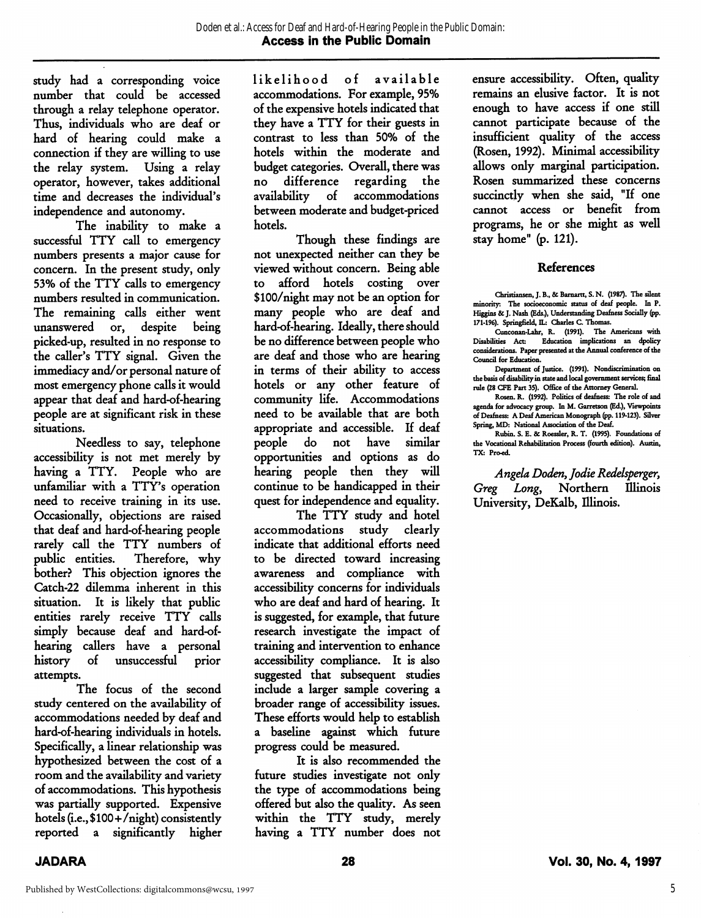study had a corresponding voice number that could be accessed through a relay telephone operator. Thus, individuals who are deaf or hard of hearing could make a connection if they are willing to use the relay system. Using a relay operator, however, takes additional time and decreases the individual's independence and autonomy.

The inability to make a successful TTY call to emergency numbers presents a major cause for concern. In the present study, only 53% of the TTY calls to emergency numbers resulted in communication. The remaining calls either went unanswered or, despite being picked-up, resulted in no response to the caller's TTY signal. Given the immediacy and/or personal nature of most emergency phone calls it would appear that deaf and hard-of-hearing people are at significant risk in these situations.

Needless to say, telephone accessibility is not met merely by having a TTY. People who are unfamiliar with a TTY's operation need to receive training in its use. Occasionally, objections are raised that deaf and hard-of-hearing people rarely call the TTY numbers of public entities. Therefore, why bother? This objection ignores the Catch-22 dilemma inherent in this situation. It is likely that public entities rarely receive TTY calls simply because deaf and hard-of-hearing callers have a personal history of unsuccessful prior attempts.

The focus of the second study centered on the availability of accommodations needed by deaf and hard-of-hearing individuals in hotels. Specifically, a linear relationship was hypothesized between the cost of a room and the availability and variety of accommodations. This hypothesis was partially supported. Expensive hotels (i.e., $100+/night) consistently reported a significantly higher likelihood of available accommodations. For example, 95% of the expensive hotels indicated that they have a TTY for their guests in contrast to less than 50% of the hotels within the moderate and budget categories. Overall, there was no difference regarding the availability of accommodations between moderate and budget-priced hotels.

Though these findings are not unexpected neither can they be viewed without concern. Being able to afford hotels costing over $100/night may not be an option for many people who are deaf and hard-of-hearing. Ideally, there should be no difference between people who are deaf and those who are hearing in terms of their ability to access hotels or any other feature of community life. Accommodations need to be available that are both appropriate and accessible. If deaf people do not have similar opportunities and options as do hearing people then they will continue to be handicapped in their quest for independence and equality.

The TTY study and hotel accommodations study clearly indicate that additional efforts need to be directed toward increasing awareness and compliance with accessibility concerns for individuals who are deaf and hard of hearing. It is suggested, for example, that future research investigate the impact of training and intervention to enhance accessibility compliance. It is also suggested that subsequent studies include a larger sample covering a broader range of accessibility issues. These efforts would help to establish a baseline against which future progress could be measured.

It is also recommended the future studies investigate not only the type of accommodations being offered but also the quality. As seen within the TTY study, merely having a TTY number does not ensure accessibility. Often, quality remains an elusive factor. It is not enough to have access if one still cannot participate because of the insufficient quality of the access (Rosen, 1992). Minimal accessibility allows only marginal participation. Rosen summarized these concerns succinctly when she said, "If one cannot access or benefit from programs, he or she might as well stay home" (p. 121).

## References

Christiansen, J. B., & Barnartt, S. N. (1987). The silent minority: The socioeconomic status of deaf people. In P. Higgins & J. Nash (Eds.), Understanding Deafness Socially (pp. 171-196). Springfield, IL: Charles C. Thomas.

Cunconan-Lahr, R. (1991). The Americans with Disabilities Act: Education implications an dpolicy considerations. Paper presented at the Annual conference of the Council for Education.

Department of Justice. (1991). Nondiscrimination on the basis of disability in state and local government services; final rule (28 CFE Part 35). Office of the Attorney General.

Rosen. R. (1992). Politics of deafness: The role of and agenda for advocacy group. In M. Garretson (Ed.), Viewpoints of Deafness: A Deaf American Monograph (pp. 119-123). Silver Spring, MD: National Association of the Deaf.

Rubin. S. E. & Roessler, R. T. (1995). Foundations of the Vocational Rehabilitation Process (fourth edition). Austin, TX: Pro-ed.

*Angela Doden, Jodie Redelsperger, Greg Long,* Northern Illinois University, DeKalb, Illinois.